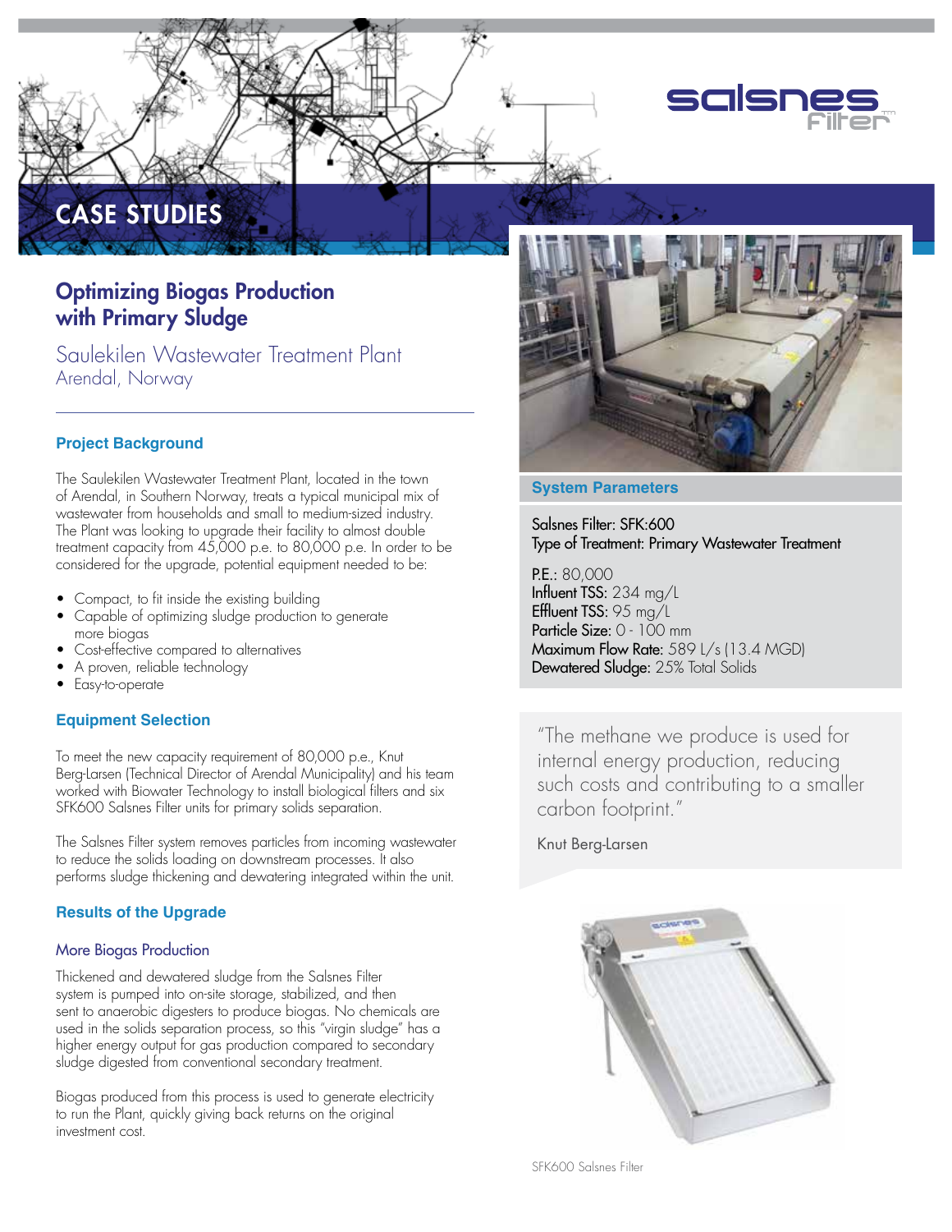# CASE STUDIES

## Optimizing Biogas Production with Primary Sludge

Saulekilen Wastewater Treatment Plant
Arendal, Norway

### Project Background

The Saulekilen Wastewater Treatment Plant, located in the town of Arendal, in Southern Norway, treats a typical municipal mix of wastewater from households and small to medium-sized industry. The Plant was looking to upgrade their facility to almost double treatment capacity from 45,000 p.e. to 80,000 p.e. In order to be considered for the upgrade, potential equipment needed to be:

- Compact, to fit inside the existing building
- Capable of optimizing sludge production to generate more biogas
- Cost-effective compared to alternatives
- A proven, reliable technology
- Easy-to-operate

### Equipment Selection

To meet the new capacity requirement of 80,000 p.e., Knut Berg-Larsen (Technical Director of Arendal Municipality) and his team worked with Biowater Technology to install biological filters and six SFK600 Salsnes Filter units for primary solids separation.

The Salsnes Filter system removes particles from incoming wastewater to reduce the solids loading on downstream processes. It also performs sludge thickening and dewatering integrated within the unit.

### Results of the Upgrade

#### More Biogas Production

Thickened and dewatered sludge from the Salsnes Filter system is pumped into on-site storage, stabilized, and then sent to anaerobic digesters to produce biogas. No chemicals are used in the solids separation process, so this "virgin sludge" has a higher energy output for gas production compared to secondary sludge digested from conventional secondary treatment.

Biogas produced from this process is used to generate electricity to run the Plant, quickly giving back returns on the original investment cost.

### System Parameters

Salsnes Filter: SFK:600
Type of Treatment: Primary Wastewater Treatment

**P.E.:** 80,000
**Influent TSS:** 234 mg/L
**Effluent TSS:** 95 mg/L
**Particle Size:** 0 - 100 mm
**Maximum Flow Rate:** 589 L/s (13.4 MGD)
**Dewatered Sludge:** 25% Total Solids

"The methane we produce is used for internal energy production, reducing such costs and contributing to a smaller carbon footprint."

Knut Berg-Larsen

SFK600 Salsnes Filter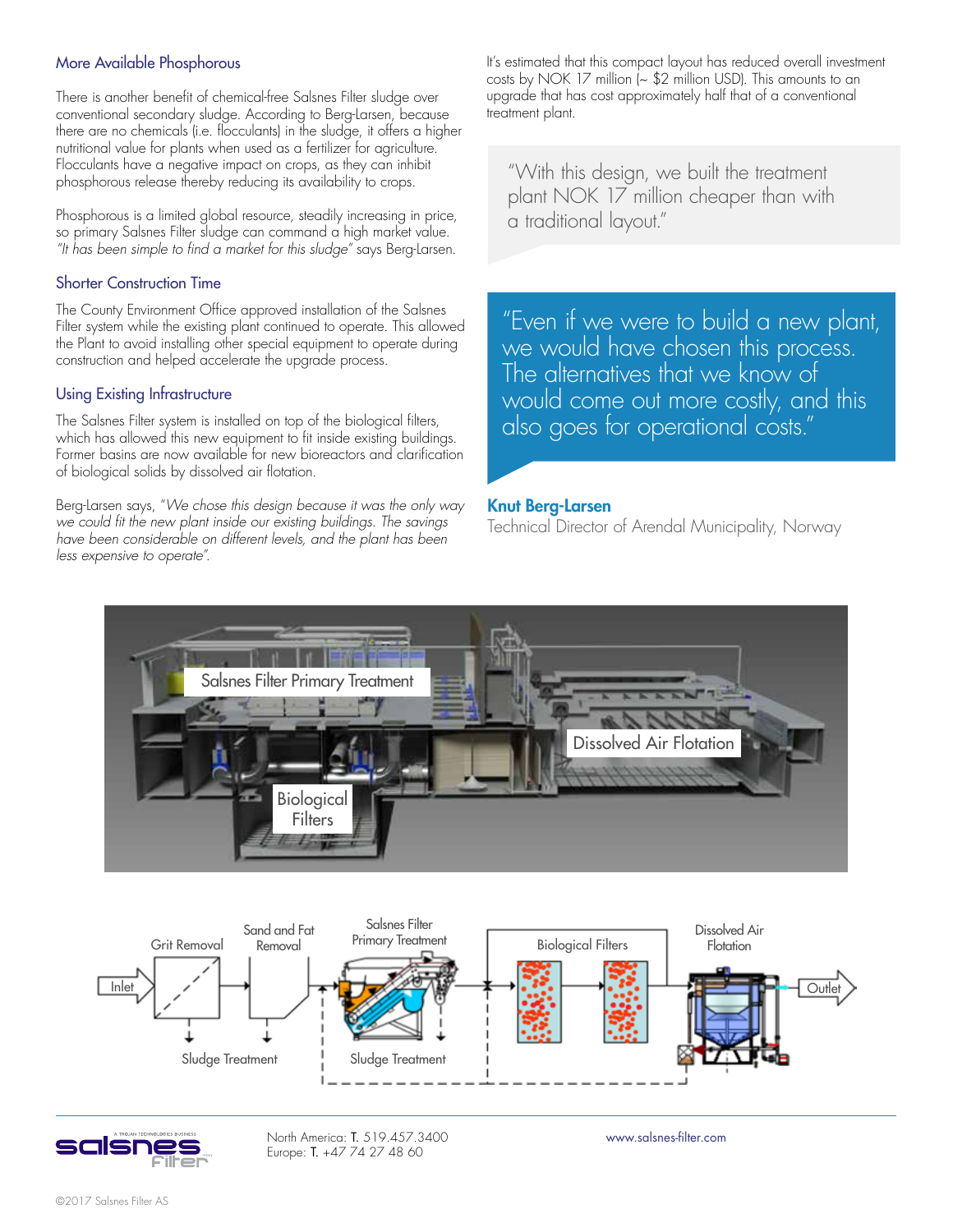### More Available Phosphorous

There is another benefit of chemical-free Salsnes Filter sludge over conventional secondary sludge. According to Berg-Larsen, because there are no chemicals (i.e. flocculants) in the sludge, it offers a higher nutritional value for plants when used as a fertilizer for agriculture. Flocculants have a negative impact on crops, as they can inhibit phosphorous release thereby reducing its availability to crops.

Phosphorous is a limited global resource, steadily increasing in price, so primary Salsnes Filter sludge can command a high market value. *"It has been simple to find a market for this sludge"* says Berg-Larsen.

### Shorter Construction Time

The County Environment Office approved installation of the Salsnes Filter system while the existing plant continued to operate. This allowed the Plant to avoid installing other special equipment to operate during construction and helped accelerate the upgrade process.

### Using Existing Infrastructure

The Salsnes Filter system is installed on top of the biological filters, which has allowed this new equipment to fit inside existing buildings. Former basins are now available for new bioreactors and clarification of biological solids by dissolved air flotation.

Berg-Larsen says, *"We chose this design because it was the only way we could fit the new plant inside our existing buildings. The savings have been considerable on different levels, and the plant has been less expensive to operate".*

It's estimated that this compact layout has reduced overall investment costs by NOK 17 million (~ $2 million USD). This amounts to an upgrade that has cost approximately half that of a conventional treatment plant.

> "With this design, we built the treatment plant NOK 17 million cheaper than with a traditional layout."

> "Even if we were to build a new plant, we would have chosen this process. The alternatives that we know of would come out more costly, and this also goes for operational costs."

**Knut Berg-Larsen**
Technical Director of Arendal Municipality, Norway

Salsnes Filter Primary Treatment
Dissolved Air Flotation
Biological Filters

Inlet
Grit Removal
Sand and Fat Removal
Salsnes Filter Primary Treatment
Biological Filters
Dissolved Air Flotation
Outlet
Sludge Treatment
Sludge Treatment

North America: T. 519.457.3400
Europe: T. +47 74 27 48 60

www.salsnes-filter.com

©2017 Salsnes Filter AS